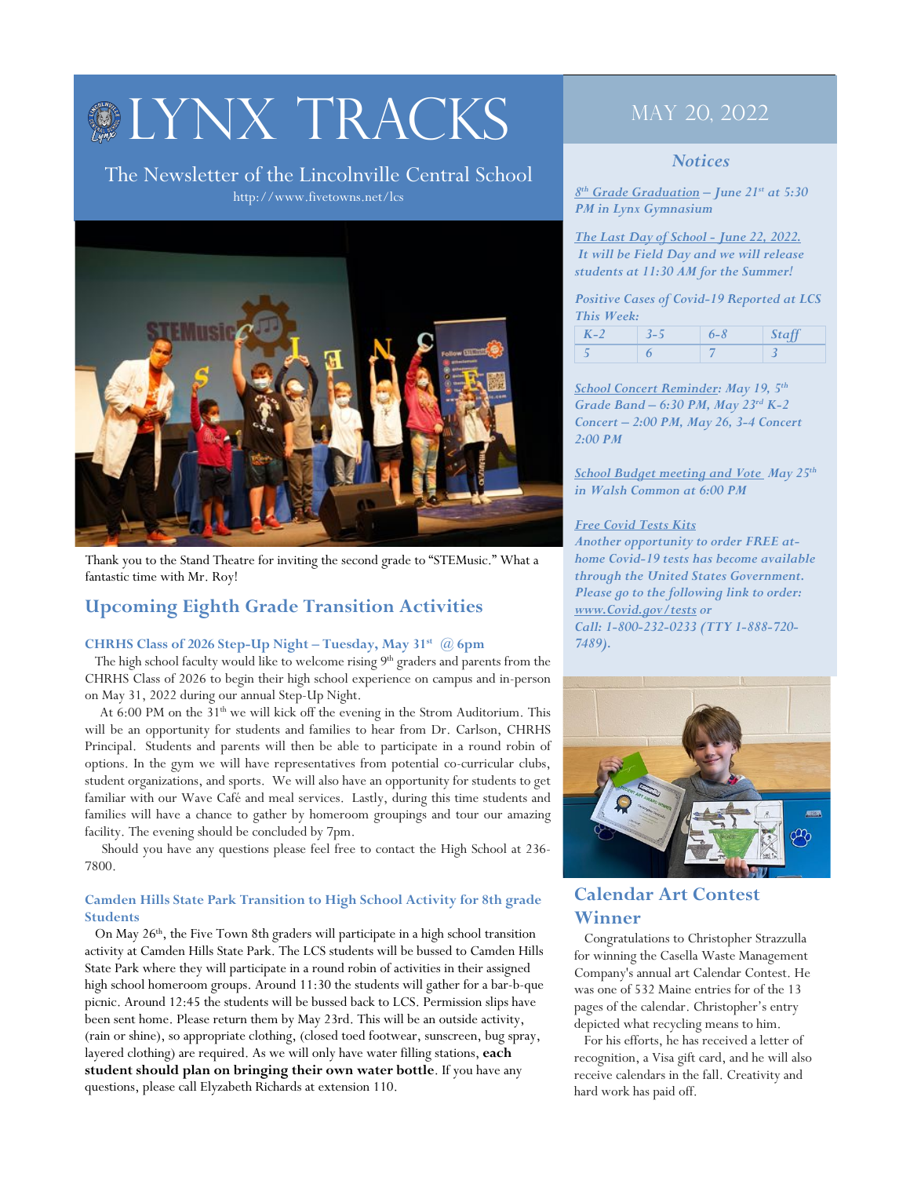# LYNX TRACKS

The Newsletter of the Lincolnville Central School

http://www.fivetowns.net/lcs

MAY 20, 2022

Thank you to the Stand Theatre for inviting the second grade to "STEMusic." What a fantastic time with Mr. Roy!

## Upcoming Eighth Grade Transition Activities

### CHRHS Class of 2026 Step-Up Night – Tuesday, May 31st @ 6pm

The high school faculty would like to welcome rising 9th graders and parents from the CHRHS Class of 2026 to begin their high school experience on campus and in-person on May 31, 2022 during our annual Step-Up Night.

At 6:00 PM on the 31st we will kick off the evening in the Strom Auditorium. This will be an opportunity for students and families to hear from Dr. Carlson, CHRHS Principal. Students and parents will then be able to participate in a round robin of options. In the gym we will have representatives from potential co-curricular clubs, student organizations, and sports. We will also have an opportunity for students to get familiar with our Wave Café and meal services. Lastly, during this time students and families will have a chance to gather by homeroom groupings and tour our amazing facility. The evening should be concluded by 7pm.

Should you have any questions please feel free to contact the High School at 236-7800.

### Camden Hills State Park Transition to High School Activity for 8th grade Students

On May 26th, the Five Town 8th graders will participate in a high school transition activity at Camden Hills State Park. The LCS students will be bussed to Camden Hills State Park where they will participate in a round robin of activities in their assigned high school homeroom groups. Around 11:30 the students will gather for a bar-b-que picnic. Around 12:45 the students will be bussed back to LCS. Permission slips have been sent home. Please return them by May 23rd. This will be an outside activity, (rain or shine), so appropriate clothing, (closed toed footwear, sunscreen, bug spray, layered clothing) are required. As we will only have water filling stations, **each student should plan on bringing their own water bottle**. If you have any questions, please call Elyzabeth Richards at extension 110.

## *Notices*

*8th Grade Graduation – June 21st at 5:30 PM in Lynx Gymnasium*

*The Last Day of School - June 22, 2022. It will be Field Day and we will release students at 11:30 AM for the Summer!*

*Positive Cases of Covid-19 Reported at LCS This Week:*

| K-2 | 3-5 | 6-8 | Staff |
|---|---|---|---|
| 5 | 6 | 7 | 3 |

*School Concert Reminder: May 19, 5th Grade Band – 6:30 PM, May 23rd K-2 Concert – 2:00 PM, May 26, 3-4 Concert 2:00 PM*

*School Budget meeting and Vote May 25th in Walsh Common at 6:00 PM*

*Free Covid Tests Kits*
*Another opportunity to order FREE at-home Covid-19 tests has become available through the United States Government. Please go to the following link to order: www.Covid.gov/tests or Call: 1-800-232-0233 (TTY 1-888-720-7489).*

## Calendar Art Contest Winner

Congratulations to Christopher Strazzulla for winning the Casella Waste Management Company's annual art Calendar Contest. He was one of 532 Maine entries for of the 13 pages of the calendar. Christopher's entry depicted what recycling means to him.

For his efforts, he has received a letter of recognition, a Visa gift card, and he will also receive calendars in the fall. Creativity and hard work has paid off.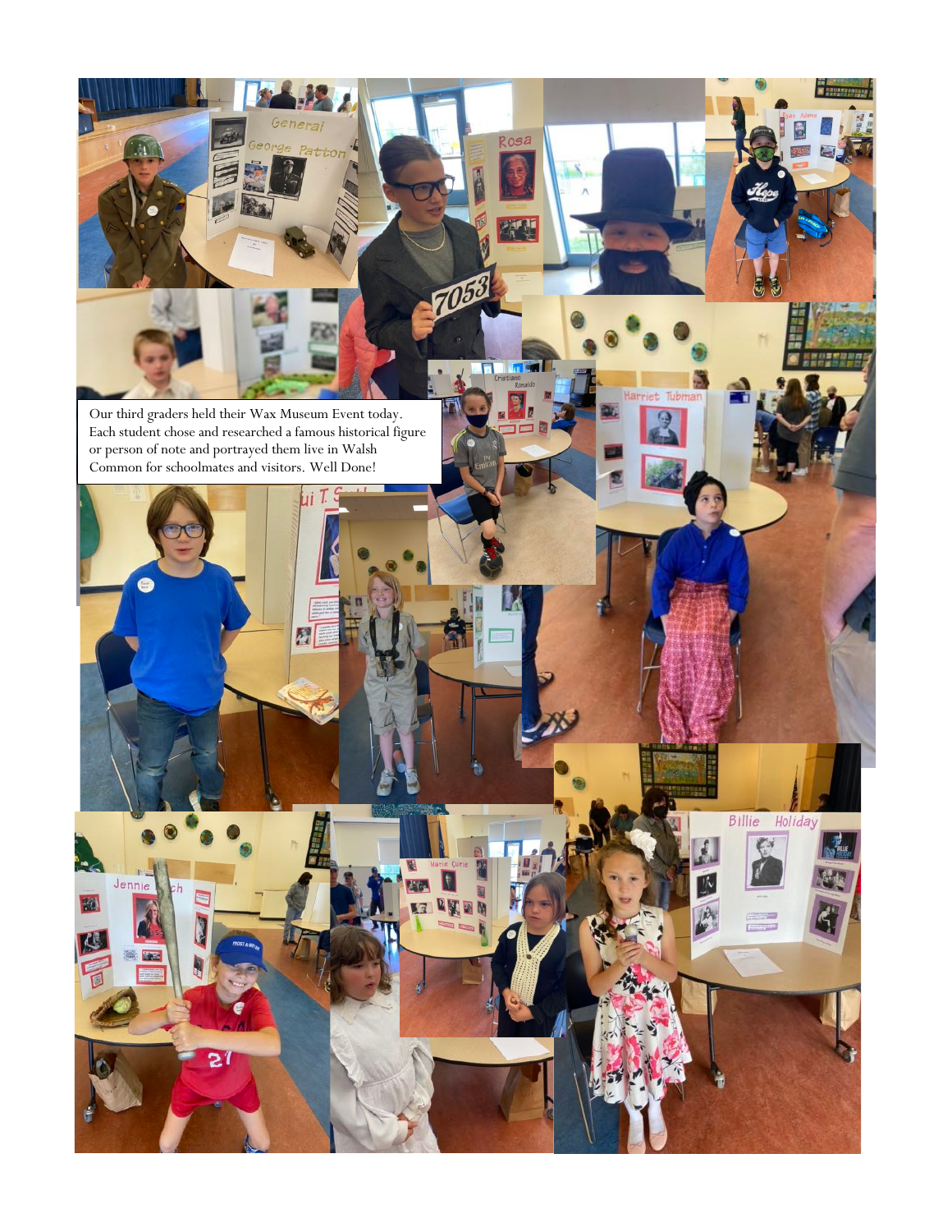Our third graders held their Wax Museum Event today. Each student chose and researched a famous historical figure or person of note and portrayed them live in Walsh Common for schoolmates and visitors. Well Done!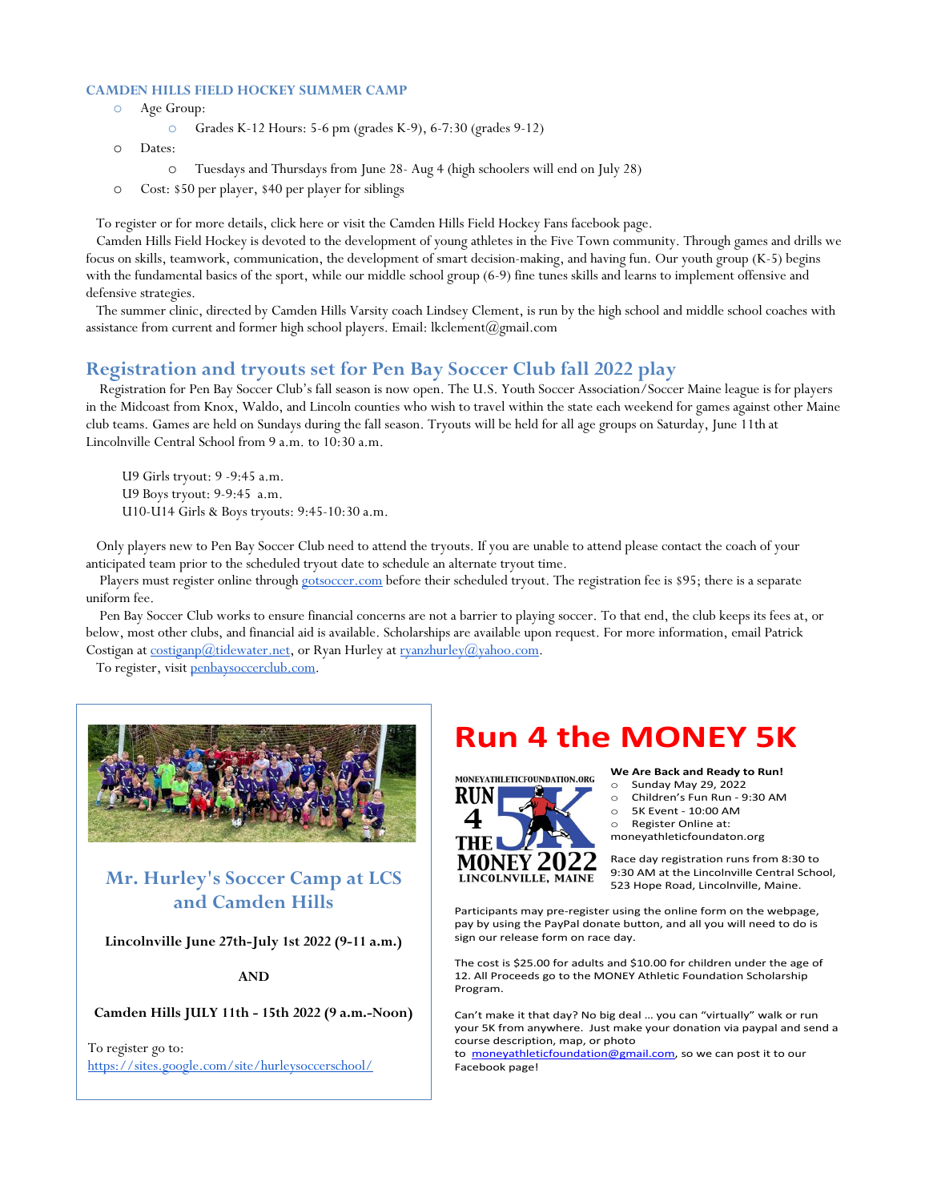### CAMDEN HILLS FIELD HOCKEY SUMMER CAMP

- Age Group:
  - Grades K-12 Hours: 5-6 pm (grades K-9), 6-7:30 (grades 9-12)
- Dates:
  - Tuesdays and Thursdays from June 28- Aug 4 (high schoolers will end on July 28)
- Cost: $50 per player, $40 per player for siblings

To register or for more details, click here or visit the Camden Hills Field Hockey Fans facebook page.

Camden Hills Field Hockey is devoted to the development of young athletes in the Five Town community. Through games and drills we focus on skills, teamwork, communication, the development of smart decision-making, and having fun. Our youth group (K-5) begins with the fundamental basics of the sport, while our middle school group (6-9) fine tunes skills and learns to implement offensive and defensive strategies.

The summer clinic, directed by Camden Hills Varsity coach Lindsey Clement, is run by the high school and middle school coaches with assistance from current and former high school players. Email: lkclement@gmail.com

## Registration and tryouts set for Pen Bay Soccer Club fall 2022 play

Registration for Pen Bay Soccer Club's fall season is now open. The U.S. Youth Soccer Association/Soccer Maine league is for players in the Midcoast from Knox, Waldo, and Lincoln counties who wish to travel within the state each weekend for games against other Maine club teams. Games are held on Sundays during the fall season. Tryouts will be held for all age groups on Saturday, June 11th at Lincolnville Central School from 9 a.m. to 10:30 a.m.

U9 Girls tryout: 9 -9:45 a.m.
U9 Boys tryout: 9-9:45 a.m.
U10-U14 Girls & Boys tryouts: 9:45-10:30 a.m.

Only players new to Pen Bay Soccer Club need to attend the tryouts. If you are unable to attend please contact the coach of your anticipated team prior to the scheduled tryout date to schedule an alternate tryout time.

Players must register online through gotsoccer.com before their scheduled tryout. The registration fee is $95; there is a separate uniform fee.

Pen Bay Soccer Club works to ensure financial concerns are not a barrier to playing soccer. To that end, the club keeps its fees at, or below, most other clubs, and financial aid is available. Scholarships are available upon request. For more information, email Patrick Costigan at costiganp@tidewater.net, or Ryan Hurley at ryanzhurley@yahoo.com.

To register, visit penbaysoccerclub.com.

### Mr. Hurley's Soccer Camp at LCS and Camden Hills

**Lincolnville June 27th-July 1st 2022 (9-11 a.m.)**

**AND**

**Camden Hills JULY 11th - 15th 2022 (9 a.m.-Noon)**

To register go to:
https://sites.google.com/site/hurleysoccerschool/

## Run 4 the MONEY 5K

MONEYATHLETICFOUNDATION.ORG RUN 4 THE MONEY 5K 2022 LINCOLNVILLE, MAINE

**We Are Back and Ready to Run!**

- Sunday May 29, 2022
- Children's Fun Run - 9:30 AM
- 5K Event - 10:00 AM
- Register Online at: moneyathleticfoundaton.org

Race day registration runs from 8:30 to 9:30 AM at the Lincolnville Central School, 523 Hope Road, Lincolnville, Maine.

Participants may pre-register using the online form on the webpage, pay by using the PayPal donate button, and all you will need to do is sign our release form on race day.

The cost is $25.00 for adults and $10.00 for children under the age of 12. All Proceeds go to the MONEY Athletic Foundation Scholarship Program.

Can't make it that day? No big deal … you can "virtually" walk or run your 5K from anywhere. Just make your donation via paypal and send a course description, map, or photo to moneyathleticfoundation@gmail.com, so we can post it to our Facebook page!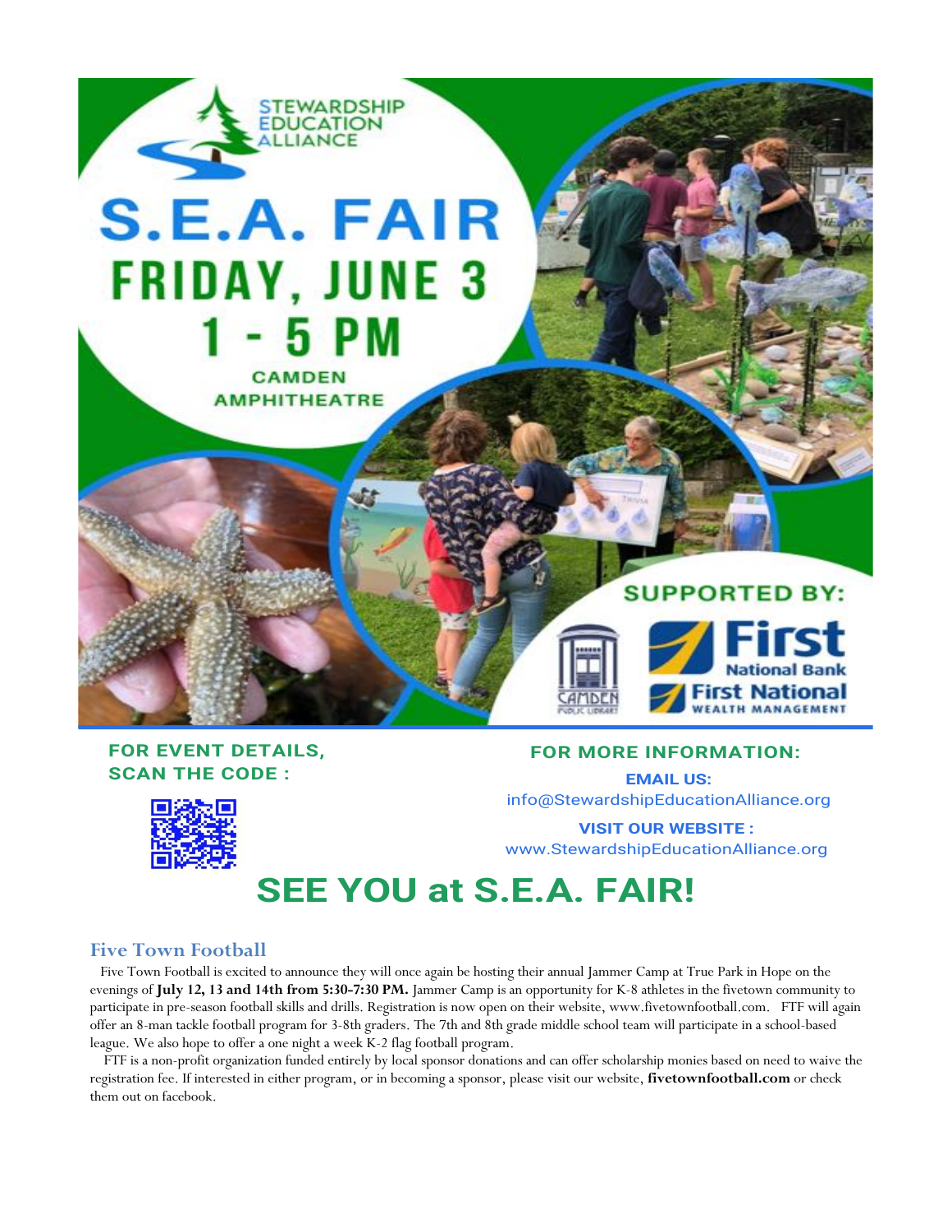STEWARDSHIP EDUCATION ALLIANCE

# S.E.A. FAIR

## FRIDAY, JUNE 3

## 1 - 5 PM

CAMDEN AMPHITHEATRE

SUPPORTED BY:

Camden Public Library

First National Bank

First National Wealth Management

**FOR EVENT DETAILS, SCAN THE CODE :**

**FOR MORE INFORMATION:**

**EMAIL US:**
info@StewardshipEducationAlliance.org

**VISIT OUR WEBSITE :**
www.StewardshipEducationAlliance.org

# SEE YOU at S.E.A. FAIR!

### Five Town Football

Five Town Football is excited to announce they will once again be hosting their annual Jammer Camp at True Park in Hope on the evenings of **July 12, 13 and 14th from 5:30-7:30 PM.** Jammer Camp is an opportunity for K-8 athletes in the fivetown community to participate in pre-season football skills and drills. Registration is now open on their website, www.fivetownfootball.com. FTF will again offer an 8-man tackle football program for 3-8th graders. The 7th and 8th grade middle school team will participate in a school-based league. We also hope to offer a one night a week K-2 flag football program.

FTF is a non-profit organization funded entirely by local sponsor donations and can offer scholarship monies based on need to waive the registration fee. If interested in either program, or in becoming a sponsor, please visit our website, **fivetownfootball.com** or check them out on facebook.